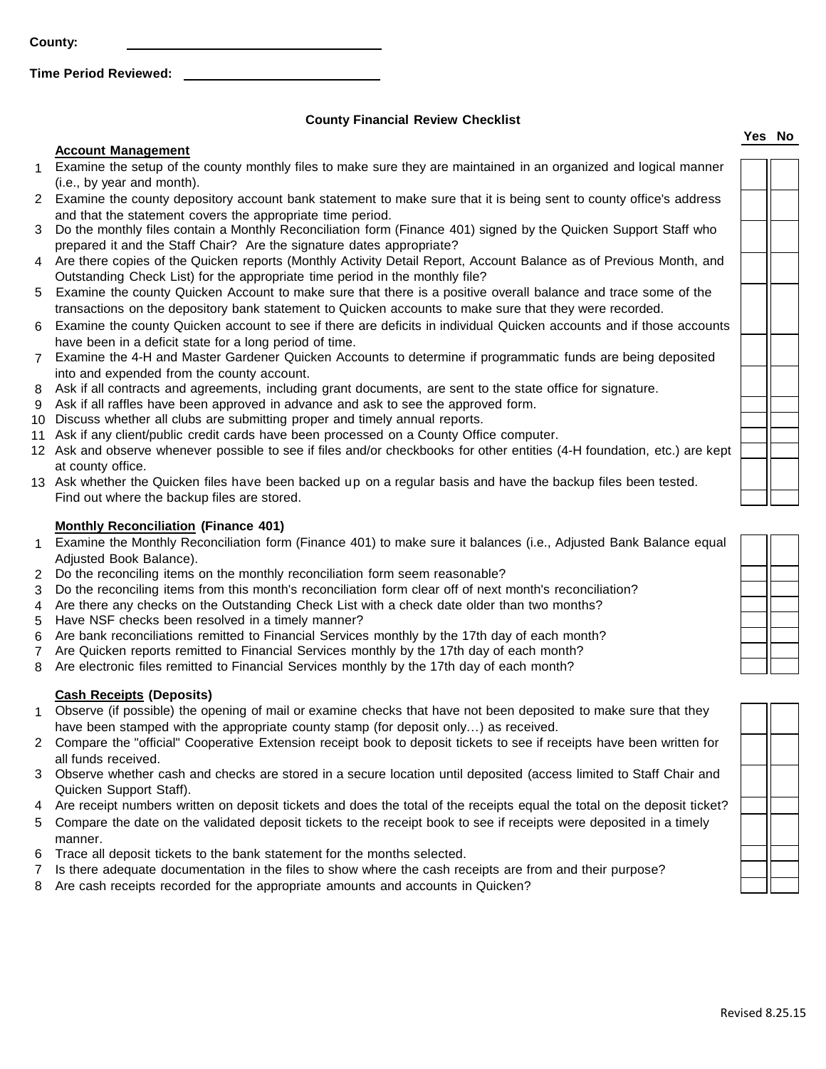**County:** ______________________________

**Time Period Reviewed:** ______________________________

## County Financial Review Checklist

### Account Management

| # | Item | Yes | No |
|---|---|---|---|
| 1 | Examine the setup of the county monthly files to make sure they are maintained in an organized and logical manner (i.e., by year and month). | | |
| 2 | Examine the county depository account bank statement to make sure that it is being sent to county office's address and that the statement covers the appropriate time period. | | |
| 3 | Do the monthly files contain a Monthly Reconciliation form (Finance 401) signed by the Quicken Support Staff who prepared it and the Staff Chair? Are the signature dates appropriate? | | |
| 4 | Are there copies of the Quicken reports (Monthly Activity Detail Report, Account Balance as of Previous Month, and Outstanding Check List) for the appropriate time period in the monthly file? | | |
| 5 | Examine the county Quicken Account to make sure that there is a positive overall balance and trace some of the transactions on the depository bank statement to Quicken accounts to make sure that they were recorded. | | |
| 6 | Examine the county Quicken account to see if there are deficits in individual Quicken accounts and if those accounts have been in a deficit state for a long period of time. | | |
| 7 | Examine the 4-H and Master Gardener Quicken Accounts to determine if programmatic funds are being deposited into and expended from the county account. | | |
| 8 | Ask if all contracts and agreements, including grant documents, are sent to the state office for signature. | | |
| 9 | Ask if all raffles have been approved in advance and ask to see the approved form. | | |
| 10 | Discuss whether all clubs are submitting proper and timely annual reports. | | |
| 11 | Ask if any client/public credit cards have been processed on a County Office computer. | | |
| 12 | Ask and observe whenever possible to see if files and/or checkbooks for other entities (4-H foundation, etc.) are kept at county office. | | |
| 13 | Ask whether the Quicken files have been backed up on a regular basis and have the backup files been tested. Find out where the backup files are stored. | | |

### Monthly Reconciliation (Finance 401)

| # | Item | Yes | No |
|---|---|---|---|
| 1 | Examine the Monthly Reconciliation form (Finance 401) to make sure it balances (i.e., Adjusted Bank Balance equal Adjusted Book Balance). | | |
| 2 | Do the reconciling items on the monthly reconciliation form seem reasonable? | | |
| 3 | Do the reconciling items from this month's reconciliation form clear off of next month's reconciliation? | | |
| 4 | Are there any checks on the Outstanding Check List with a check date older than two months? | | |
| 5 | Have NSF checks been resolved in a timely manner? | | |
| 6 | Are bank reconciliations remitted to Financial Services monthly by the 17th day of each month? | | |
| 7 | Are Quicken reports remitted to Financial Services monthly by the 17th day of each month? | | |
| 8 | Are electronic files remitted to Financial Services monthly by the 17th day of each month? | | |

### Cash Receipts (Deposits)

| # | Item | Yes | No |
|---|---|---|---|
| 1 | Observe (if possible) the opening of mail or examine checks that have not been deposited to make sure that they have been stamped with the appropriate county stamp (for deposit only…) as received. | | |
| 2 | Compare the "official" Cooperative Extension receipt book to deposit tickets to see if receipts have been written for all funds received. | | |
| 3 | Observe whether cash and checks are stored in a secure location until deposited (access limited to Staff Chair and Quicken Support Staff). | | |
| 4 | Are receipt numbers written on deposit tickets and does the total of the receipts equal the total on the deposit ticket? | | |
| 5 | Compare the date on the validated deposit tickets to the receipt book to see if receipts were deposited in a timely manner. | | |
| 6 | Trace all deposit tickets to the bank statement for the months selected. | | |
| 7 | Is there adequate documentation in the files to show where the cash receipts are from and their purpose? | | |
| 8 | Are cash receipts recorded for the appropriate amounts and accounts in Quicken? | | |

Revised 8.25.15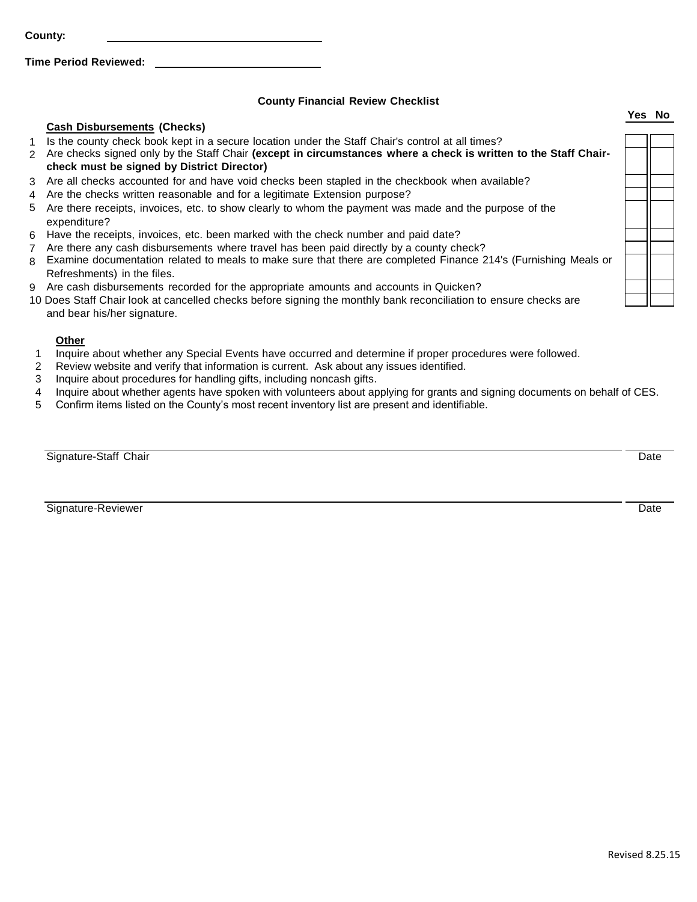**County:** ______________________________

**Time Period Reviewed:** ______________________________

## County Financial Review Checklist

| | **Cash Disbursements (Checks)** | **Yes** | **No** |
|---|---|---|---|
| 1 | Is the county check book kept in a secure location under the Staff Chair's control at all times? | | |
| 2 | Are checks signed only by the Staff Chair **(except in circumstances where a check is written to the Staff Chair- check must be signed by District Director)** | | |
| 3 | Are all checks accounted for and have void checks been stapled in the checkbook when available? | | |
| 4 | Are the checks written reasonable and for a legitimate Extension purpose? | | |
| 5 | Are there receipts, invoices, etc. to show clearly to whom the payment was made and the purpose of the expenditure? | | |
| 6 | Have the receipts, invoices, etc. been marked with the check number and paid date? | | |
| 7 | Are there any cash disbursements where travel has been paid directly by a county check? | | |
| 8 | Examine documentation related to meals to make sure that there are completed Finance 214's (Furnishing Meals or Refreshments) in the files. | | |
| 9 | Are cash disbursements recorded for the appropriate amounts and accounts in Quicken? | | |
| 10 | Does Staff Chair look at cancelled checks before signing the monthly bank reconciliation to ensure checks are and bear his/her signature. | | |

**Other**

1. Inquire about whether any Special Events have occurred and determine if proper procedures were followed.
2. Review website and verify that information is current. Ask about any issues identified.
3. Inquire about procedures for handling gifts, including noncash gifts.
4. Inquire about whether agents have spoken with volunteers about applying for grants and signing documents on behalf of CES.
5. Confirm items listed on the County's most recent inventory list are present and identifiable.

______________________________________________ ____________

Signature-Staff Chair Date

______________________________________________ ____________

Signature-Reviewer Date

Revised 8.25.15